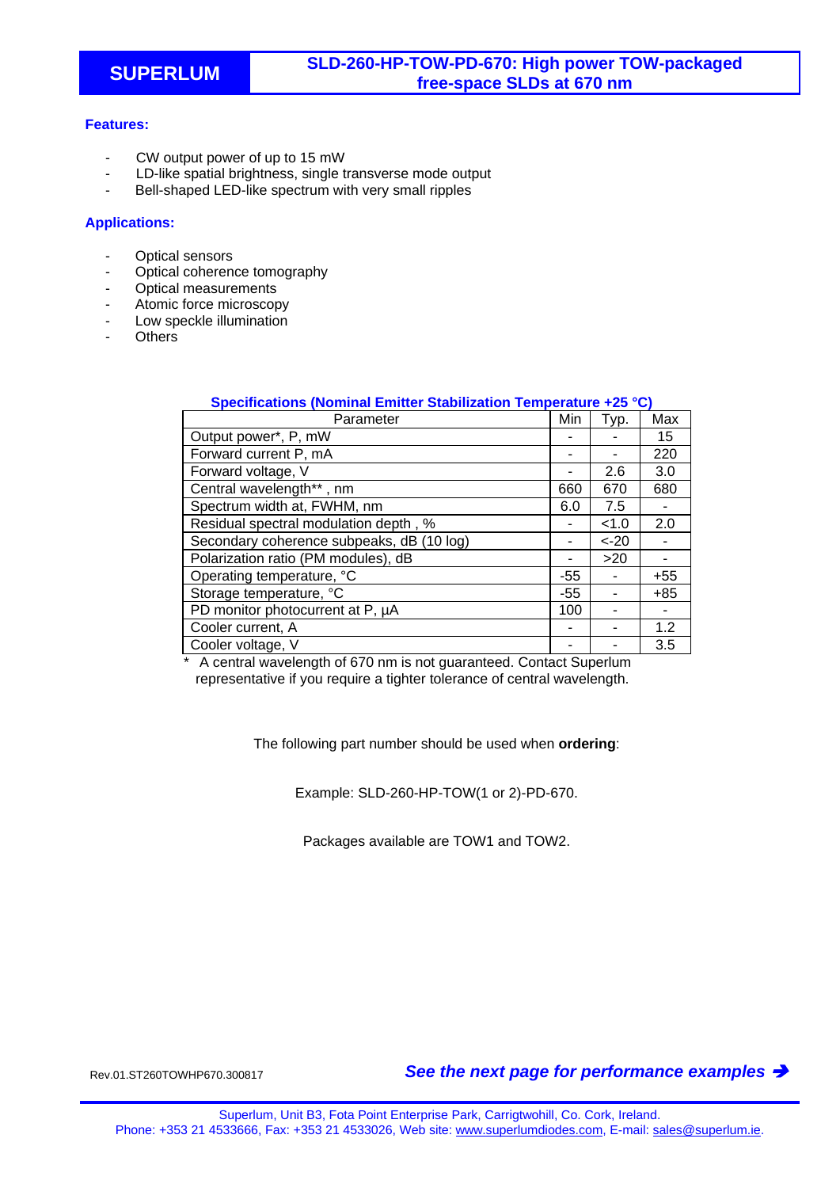**SUPERLUM**

# SLD-260-HP-TOW-PD-670: High power TOW-packaged free-space SLDs at 670 nm

### Features:

- CW output power of up to 15 mW
- LD-like spatial brightness, single transverse mode output
- Bell-shaped LED-like spectrum with very small ripples

### Applications:

- Optical sensors
- Optical coherence tomography
- Optical measurements
- Atomic force microscopy
- Low speckle illumination
- Others

**Specifications (Nominal Emitter Stabilization Temperature +25 °C)**

| Parameter | Min | Typ. | Max |
|---|---|---|---|
| Output power*, P, mW | - | - | 15 |
| Forward current P, mA | - | - | 220 |
| Forward voltage, V | - | 2.6 | 3.0 |
| Central wavelength** , nm | 660 | 670 | 680 |
| Spectrum width at, FWHM, nm | 6.0 | 7.5 | - |
| Residual spectral modulation depth , % | - | <1.0 | 2.0 |
| Secondary coherence subpeaks, dB (10 log) | - | <-20 | - |
| Polarization ratio (PM modules), dB | - | >20 | - |
| Operating temperature, °C | -55 | - | +55 |
| Storage temperature, °C | -55 | - | +85 |
| PD monitor photocurrent at P, µA | 100 | - | - |
| Cooler current, A | - | - | 1.2 |
| Cooler voltage, V | - | - | 3.5 |

\* A central wavelength of 670 nm is not guaranteed. Contact Superlum representative if you require a tighter tolerance of central wavelength.

The following part number should be used when **ordering**:

Example: SLD-260-HP-TOW(1 or 2)-PD-670.

Packages available are TOW1 and TOW2.

Rev.01.ST260TOWHP670.300817

***See the next page for performance examples ➔***

Superlum, Unit B3, Fota Point Enterprise Park, Carrigtwohill, Co. Cork, Ireland.
Phone: +353 21 4533666, Fax: +353 21 4533026, Web site: www.superlumdiodes.com, E-mail: sales@superlum.ie.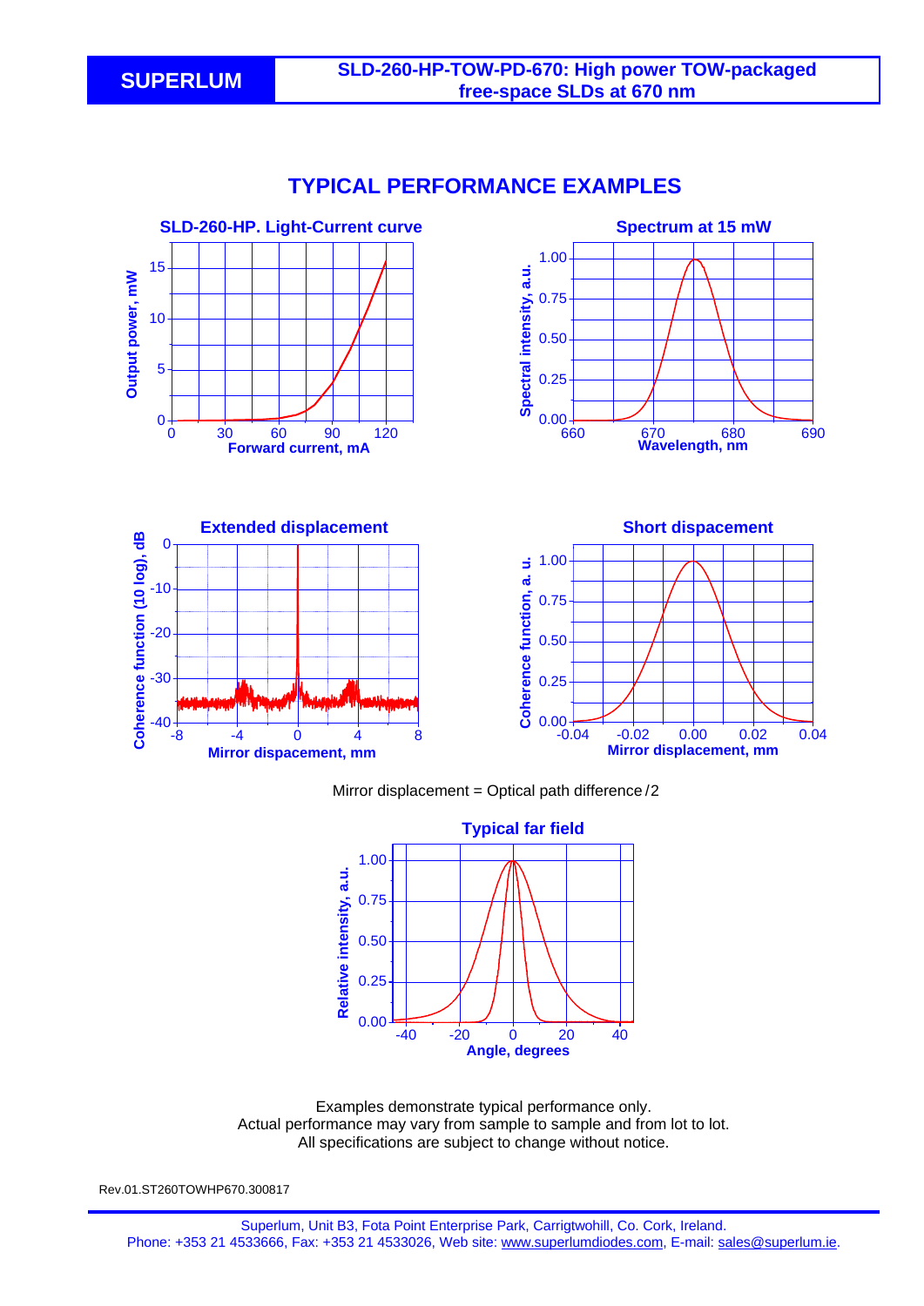# TYPICAL PERFORMANCE EXAMPLES

SLD-260-HP. Light-Current curve

Output power, mW

15
10
5
0

0 30 60 90 120

Forward current, mA

Spectrum at 15 mW

Spectral intensity, a.u.

1.00
0.75
0.50
0.25
0.00

660 670 680 690

Wavelength, nm

Extended displacement

Coherence function (10 log), dB

0
-10
-20
-30
-40

-8 -4 0 4 8

Mirror dispacement, mm

Short dispacement

Coherence function, a. u.

1.00
0.75
0.50
0.25
0.00

-0.04 -0.02 0.00 0.02 0.04

Mirror displacement, mm

Mirror displacement = Optical path difference / 2

Typical far field

Relative intensity, a.u.

1.00
0.75
0.50
0.25
0.00

-40 -20 0 20 40

Angle, degrees

Examples demonstrate typical performance only.
Actual performance may vary from sample to sample and from lot to lot.
All specifications are subject to change without notice.

Rev.01.ST260TOWHP670.300817

Superlum, Unit B3, Fota Point Enterprise Park, Carrigtwohill, Co. Cork, Ireland.
Phone: +353 21 4533666, Fax: +353 21 4533026, Web site: www.superlumdiodes.com, E-mail: sales@superlum.ie.